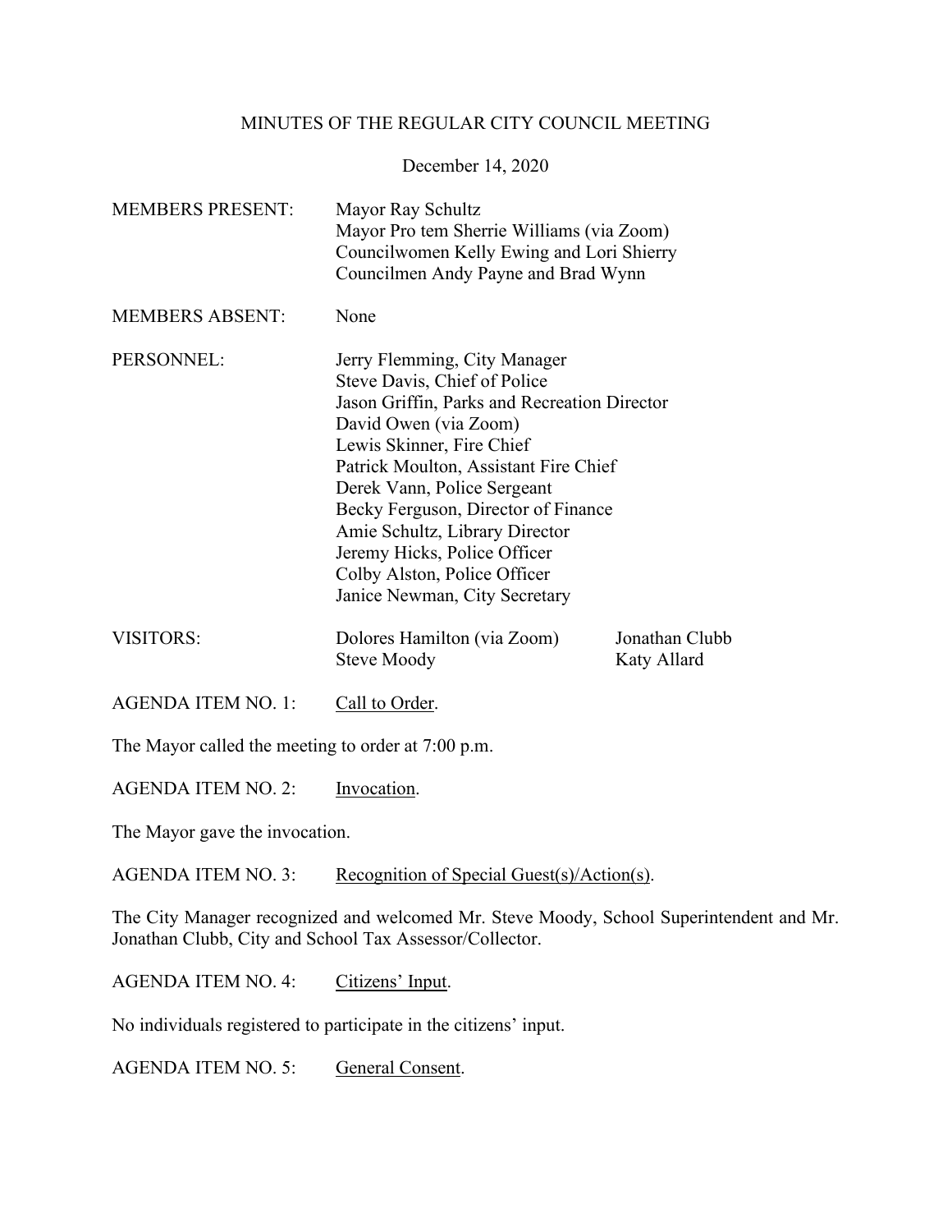# MINUTES OF THE REGULAR CITY COUNCIL MEETING

December 14, 2020

MEMBERS PRESENT: Mayor Ray Schultz
Mayor Pro tem Sherrie Williams (via Zoom)
Councilwomen Kelly Ewing and Lori Shierry
Councilmen Andy Payne and Brad Wynn

MEMBERS ABSENT: None

PERSONNEL: Jerry Flemming, City Manager
Steve Davis, Chief of Police
Jason Griffin, Parks and Recreation Director
David Owen (via Zoom)
Lewis Skinner, Fire Chief
Patrick Moulton, Assistant Fire Chief
Derek Vann, Police Sergeant
Becky Ferguson, Director of Finance
Amie Schultz, Library Director
Jeremy Hicks, Police Officer
Colby Alston, Police Officer
Janice Newman, City Secretary

VISITORS: Dolores Hamilton (via Zoom)
Steve Moody
Jonathan Clubb
Katy Allard

AGENDA ITEM NO. 1: Call to Order.

The Mayor called the meeting to order at 7:00 p.m.

AGENDA ITEM NO. 2: Invocation.

The Mayor gave the invocation.

AGENDA ITEM NO. 3: Recognition of Special Guest(s)/Action(s).

The City Manager recognized and welcomed Mr. Steve Moody, School Superintendent and Mr. Jonathan Clubb, City and School Tax Assessor/Collector.

AGENDA ITEM NO. 4: Citizens' Input.

No individuals registered to participate in the citizens' input.

AGENDA ITEM NO. 5: General Consent.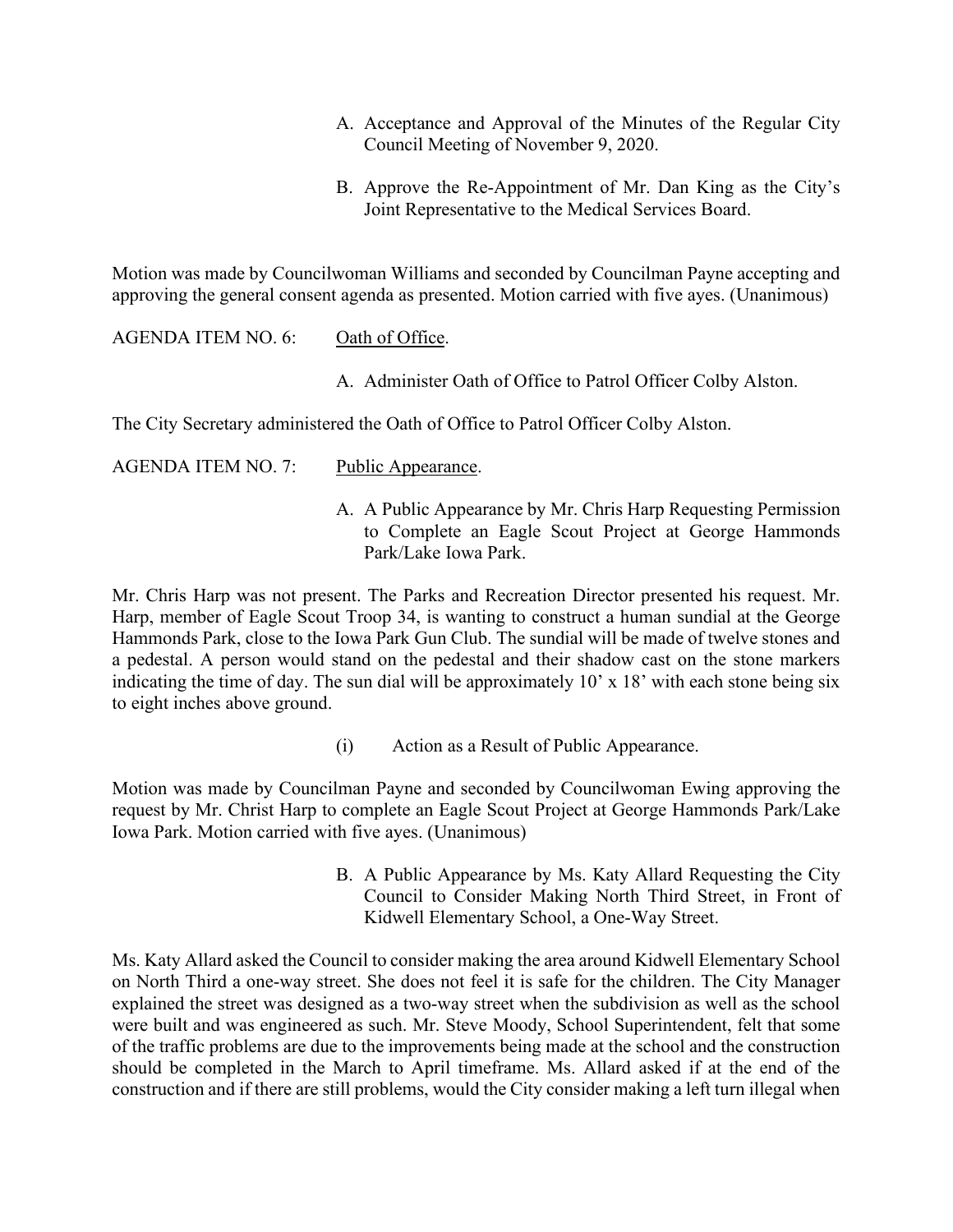A. Acceptance and Approval of the Minutes of the Regular City Council Meeting of November 9, 2020.

B. Approve the Re-Appointment of Mr. Dan King as the City's Joint Representative to the Medical Services Board.

Motion was made by Councilwoman Williams and seconded by Councilman Payne accepting and approving the general consent agenda as presented. Motion carried with five ayes. (Unanimous)

AGENDA ITEM NO. 6: Oath of Office.

A. Administer Oath of Office to Patrol Officer Colby Alston.

The City Secretary administered the Oath of Office to Patrol Officer Colby Alston.

AGENDA ITEM NO. 7: Public Appearance.

A. A Public Appearance by Mr. Chris Harp Requesting Permission to Complete an Eagle Scout Project at George Hammonds Park/Lake Iowa Park.

Mr. Chris Harp was not present. The Parks and Recreation Director presented his request. Mr. Harp, member of Eagle Scout Troop 34, is wanting to construct a human sundial at the George Hammonds Park, close to the Iowa Park Gun Club. The sundial will be made of twelve stones and a pedestal. A person would stand on the pedestal and their shadow cast on the stone markers indicating the time of day. The sun dial will be approximately 10' x 18' with each stone being six to eight inches above ground.

(i) Action as a Result of Public Appearance.

Motion was made by Councilman Payne and seconded by Councilwoman Ewing approving the request by Mr. Christ Harp to complete an Eagle Scout Project at George Hammonds Park/Lake Iowa Park. Motion carried with five ayes. (Unanimous)

B. A Public Appearance by Ms. Katy Allard Requesting the City Council to Consider Making North Third Street, in Front of Kidwell Elementary School, a One-Way Street.

Ms. Katy Allard asked the Council to consider making the area around Kidwell Elementary School on North Third a one-way street. She does not feel it is safe for the children. The City Manager explained the street was designed as a two-way street when the subdivision as well as the school were built and was engineered as such. Mr. Steve Moody, School Superintendent, felt that some of the traffic problems are due to the improvements being made at the school and the construction should be completed in the March to April timeframe. Ms. Allard asked if at the end of the construction and if there are still problems, would the City consider making a left turn illegal when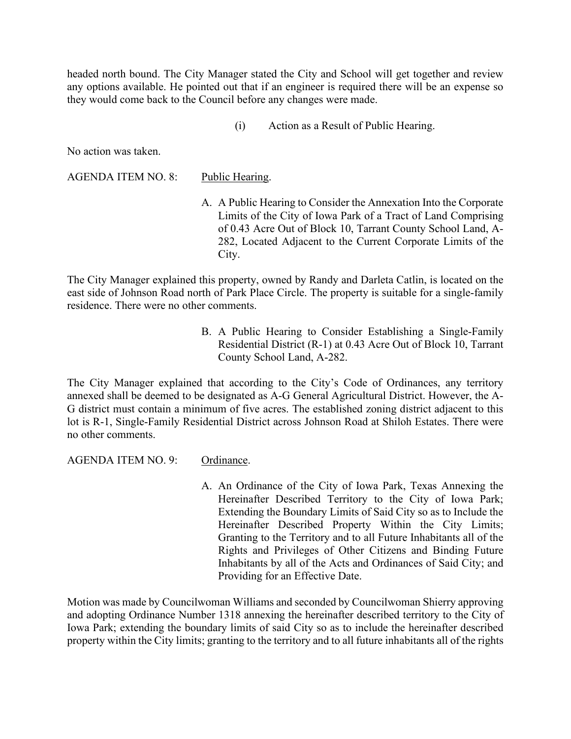headed north bound. The City Manager stated the City and School will get together and review any options available. He pointed out that if an engineer is required there will be an expense so they would come back to the Council before any changes were made.

(i) Action as a Result of Public Hearing.

No action was taken.

AGENDA ITEM NO. 8: Public Hearing.

A. A Public Hearing to Consider the Annexation Into the Corporate Limits of the City of Iowa Park of a Tract of Land Comprising of 0.43 Acre Out of Block 10, Tarrant County School Land, A-282, Located Adjacent to the Current Corporate Limits of the City.

The City Manager explained this property, owned by Randy and Darleta Catlin, is located on the east side of Johnson Road north of Park Place Circle. The property is suitable for a single-family residence. There were no other comments.

B. A Public Hearing to Consider Establishing a Single-Family Residential District (R-1) at 0.43 Acre Out of Block 10, Tarrant County School Land, A-282.

The City Manager explained that according to the City's Code of Ordinances, any territory annexed shall be deemed to be designated as A-G General Agricultural District. However, the A-G district must contain a minimum of five acres. The established zoning district adjacent to this lot is R-1, Single-Family Residential District across Johnson Road at Shiloh Estates. There were no other comments.

AGENDA ITEM NO. 9: Ordinance.

A. An Ordinance of the City of Iowa Park, Texas Annexing the Hereinafter Described Territory to the City of Iowa Park; Extending the Boundary Limits of Said City so as to Include the Hereinafter Described Property Within the City Limits; Granting to the Territory and to all Future Inhabitants all of the Rights and Privileges of Other Citizens and Binding Future Inhabitants by all of the Acts and Ordinances of Said City; and Providing for an Effective Date.

Motion was made by Councilwoman Williams and seconded by Councilwoman Shierry approving and adopting Ordinance Number 1318 annexing the hereinafter described territory to the City of Iowa Park; extending the boundary limits of said City so as to include the hereinafter described property within the City limits; granting to the territory and to all future inhabitants all of the rights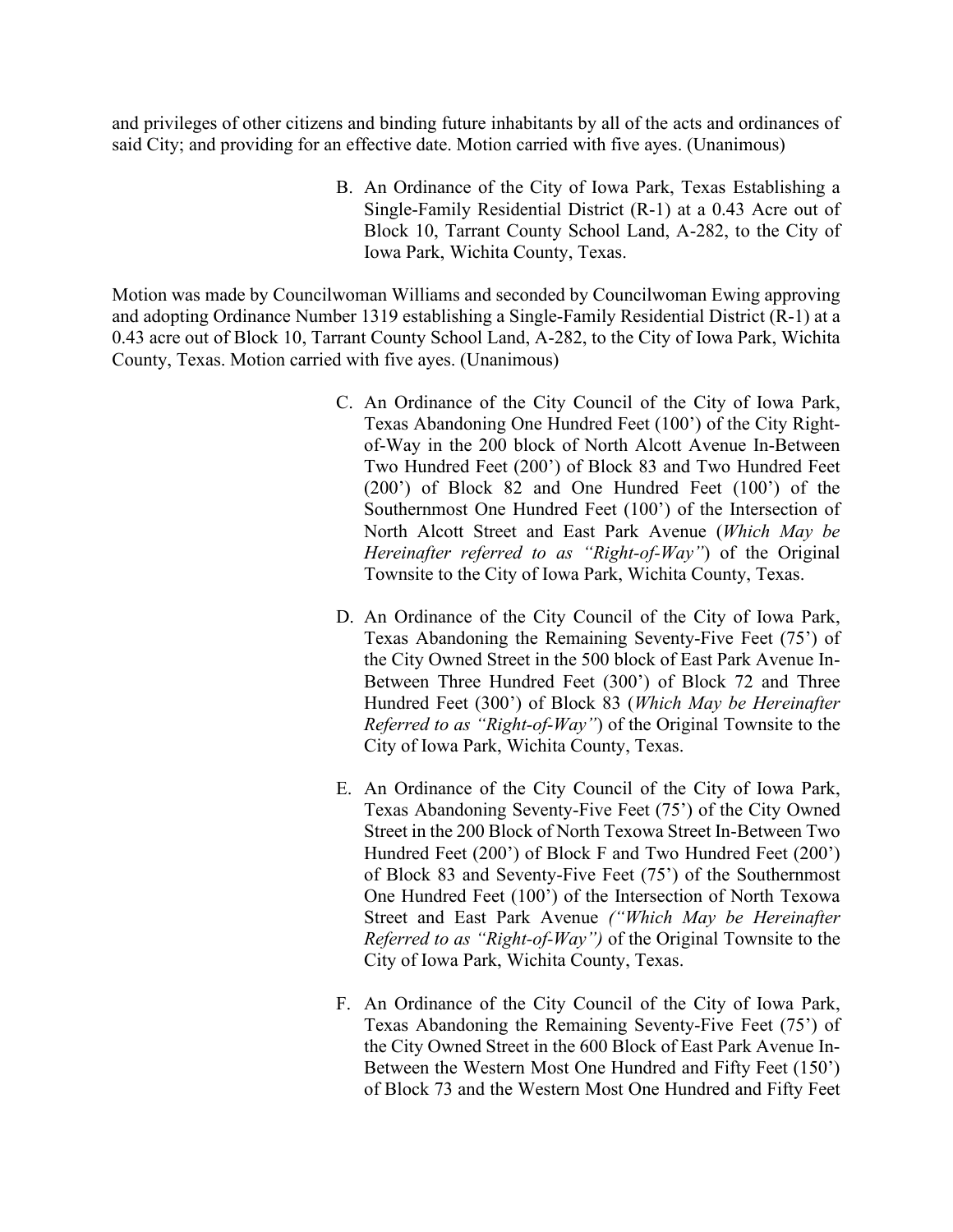and privileges of other citizens and binding future inhabitants by all of the acts and ordinances of said City; and providing for an effective date. Motion carried with five ayes. (Unanimous)

B. An Ordinance of the City of Iowa Park, Texas Establishing a Single-Family Residential District (R-1) at a 0.43 Acre out of Block 10, Tarrant County School Land, A-282, to the City of Iowa Park, Wichita County, Texas.

Motion was made by Councilwoman Williams and seconded by Councilwoman Ewing approving and adopting Ordinance Number 1319 establishing a Single-Family Residential District (R-1) at a 0.43 acre out of Block 10, Tarrant County School Land, A-282, to the City of Iowa Park, Wichita County, Texas. Motion carried with five ayes. (Unanimous)

C. An Ordinance of the City Council of the City of Iowa Park, Texas Abandoning One Hundred Feet (100') of the City Right-of-Way in the 200 block of North Alcott Avenue In-Between Two Hundred Feet (200') of Block 83 and Two Hundred Feet (200') of Block 82 and One Hundred Feet (100') of the Southernmost One Hundred Feet (100') of the Intersection of North Alcott Street and East Park Avenue (*Which May be Hereinafter referred to as "Right-of-Way"*) of the Original Townsite to the City of Iowa Park, Wichita County, Texas.

D. An Ordinance of the City Council of the City of Iowa Park, Texas Abandoning the Remaining Seventy-Five Feet (75') of the City Owned Street in the 500 block of East Park Avenue In-Between Three Hundred Feet (300') of Block 72 and Three Hundred Feet (300') of Block 83 (*Which May be Hereinafter Referred to as "Right-of-Way"*) of the Original Townsite to the City of Iowa Park, Wichita County, Texas.

E. An Ordinance of the City Council of the City of Iowa Park, Texas Abandoning Seventy-Five Feet (75') of the City Owned Street in the 200 Block of North Texowa Street In-Between Two Hundred Feet (200') of Block F and Two Hundred Feet (200') of Block 83 and Seventy-Five Feet (75') of the Southernmost One Hundred Feet (100') of the Intersection of North Texowa Street and East Park Avenue *("Which May be Hereinafter Referred to as "Right-of-Way")* of the Original Townsite to the City of Iowa Park, Wichita County, Texas.

F. An Ordinance of the City Council of the City of Iowa Park, Texas Abandoning the Remaining Seventy-Five Feet (75') of the City Owned Street in the 600 Block of East Park Avenue In-Between the Western Most One Hundred and Fifty Feet (150') of Block 73 and the Western Most One Hundred and Fifty Feet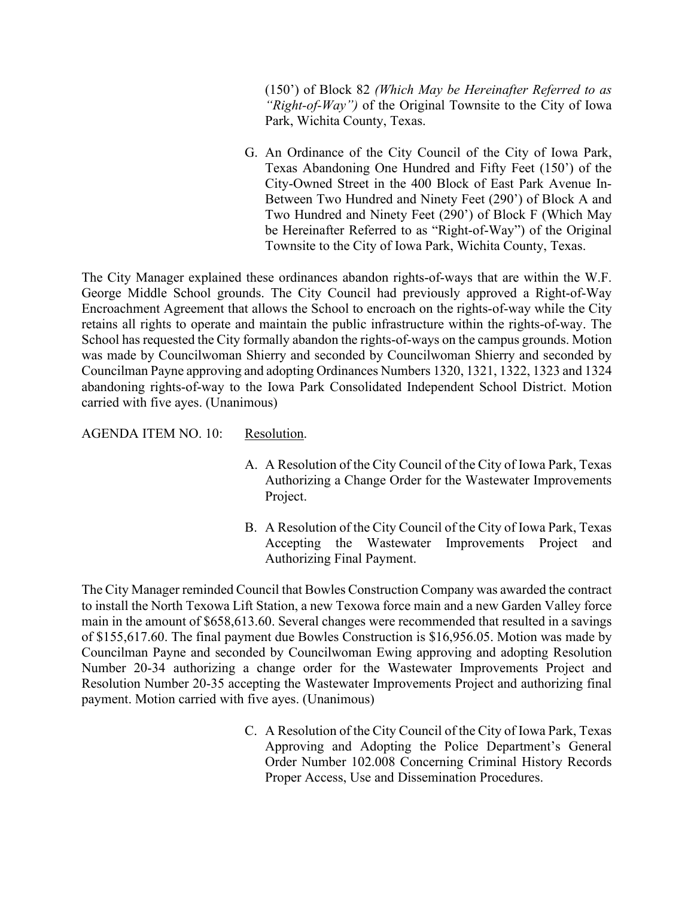(150') of Block 82 *(Which May be Hereinafter Referred to as "Right-of-Way")* of the Original Townsite to the City of Iowa Park, Wichita County, Texas.

G. An Ordinance of the City Council of the City of Iowa Park, Texas Abandoning One Hundred and Fifty Feet (150') of the City-Owned Street in the 400 Block of East Park Avenue In-Between Two Hundred and Ninety Feet (290') of Block A and Two Hundred and Ninety Feet (290') of Block F (Which May be Hereinafter Referred to as "Right-of-Way") of the Original Townsite to the City of Iowa Park, Wichita County, Texas.

The City Manager explained these ordinances abandon rights-of-ways that are within the W.F. George Middle School grounds. The City Council had previously approved a Right-of-Way Encroachment Agreement that allows the School to encroach on the rights-of-way while the City retains all rights to operate and maintain the public infrastructure within the rights-of-way. The School has requested the City formally abandon the rights-of-ways on the campus grounds. Motion was made by Councilwoman Shierry and seconded by Councilwoman Shierry and seconded by Councilman Payne approving and adopting Ordinances Numbers 1320, 1321, 1322, 1323 and 1324 abandoning rights-of-way to the Iowa Park Consolidated Independent School District. Motion carried with five ayes. (Unanimous)

AGENDA ITEM NO. 10: Resolution.

A. A Resolution of the City Council of the City of Iowa Park, Texas Authorizing a Change Order for the Wastewater Improvements Project.

B. A Resolution of the City Council of the City of Iowa Park, Texas Accepting the Wastewater Improvements Project and Authorizing Final Payment.

The City Manager reminded Council that Bowles Construction Company was awarded the contract to install the North Texowa Lift Station, a new Texowa force main and a new Garden Valley force main in the amount of $658,613.60. Several changes were recommended that resulted in a savings of $155,617.60. The final payment due Bowles Construction is $16,956.05. Motion was made by Councilman Payne and seconded by Councilwoman Ewing approving and adopting Resolution Number 20-34 authorizing a change order for the Wastewater Improvements Project and Resolution Number 20-35 accepting the Wastewater Improvements Project and authorizing final payment. Motion carried with five ayes. (Unanimous)

C. A Resolution of the City Council of the City of Iowa Park, Texas Approving and Adopting the Police Department's General Order Number 102.008 Concerning Criminal History Records Proper Access, Use and Dissemination Procedures.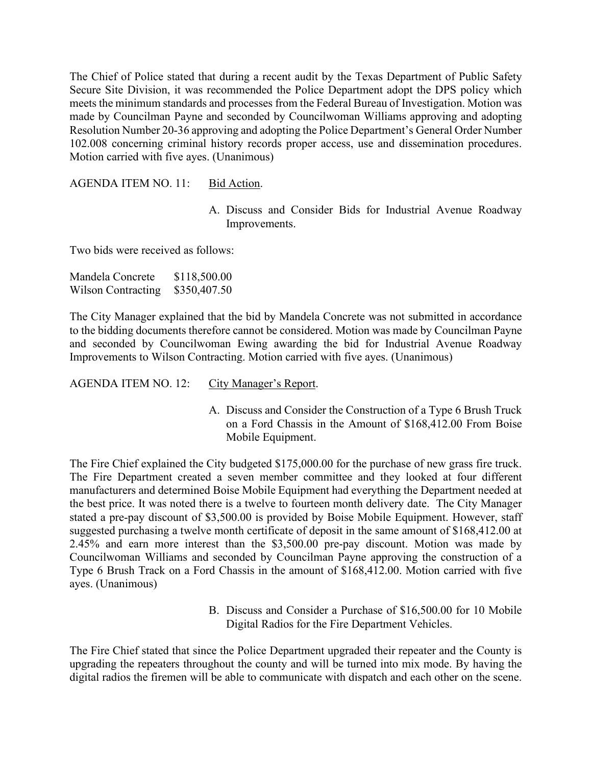The Chief of Police stated that during a recent audit by the Texas Department of Public Safety Secure Site Division, it was recommended the Police Department adopt the DPS policy which meets the minimum standards and processes from the Federal Bureau of Investigation. Motion was made by Councilman Payne and seconded by Councilwoman Williams approving and adopting Resolution Number 20-36 approving and adopting the Police Department's General Order Number 102.008 concerning criminal history records proper access, use and dissemination procedures. Motion carried with five ayes. (Unanimous)

AGENDA ITEM NO. 11: Bid Action.

A. Discuss and Consider Bids for Industrial Avenue Roadway Improvements.

Two bids were received as follows:

| | |
|---|---|
| Mandela Concrete | $118,500.00 |
| Wilson Contracting | $350,407.50 |

The City Manager explained that the bid by Mandela Concrete was not submitted in accordance to the bidding documents therefore cannot be considered. Motion was made by Councilman Payne and seconded by Councilwoman Ewing awarding the bid for Industrial Avenue Roadway Improvements to Wilson Contracting. Motion carried with five ayes. (Unanimous)

AGENDA ITEM NO. 12: City Manager's Report.

A. Discuss and Consider the Construction of a Type 6 Brush Truck on a Ford Chassis in the Amount of $168,412.00 From Boise Mobile Equipment.

The Fire Chief explained the City budgeted $175,000.00 for the purchase of new grass fire truck. The Fire Department created a seven member committee and they looked at four different manufacturers and determined Boise Mobile Equipment had everything the Department needed at the best price. It was noted there is a twelve to fourteen month delivery date. The City Manager stated a pre-pay discount of $3,500.00 is provided by Boise Mobile Equipment. However, staff suggested purchasing a twelve month certificate of deposit in the same amount of $168,412.00 at 2.45% and earn more interest than the $3,500.00 pre-pay discount. Motion was made by Councilwoman Williams and seconded by Councilman Payne approving the construction of a Type 6 Brush Track on a Ford Chassis in the amount of $168,412.00. Motion carried with five ayes. (Unanimous)

B. Discuss and Consider a Purchase of $16,500.00 for 10 Mobile Digital Radios for the Fire Department Vehicles.

The Fire Chief stated that since the Police Department upgraded their repeater and the County is upgrading the repeaters throughout the county and will be turned into mix mode. By having the digital radios the firemen will be able to communicate with dispatch and each other on the scene.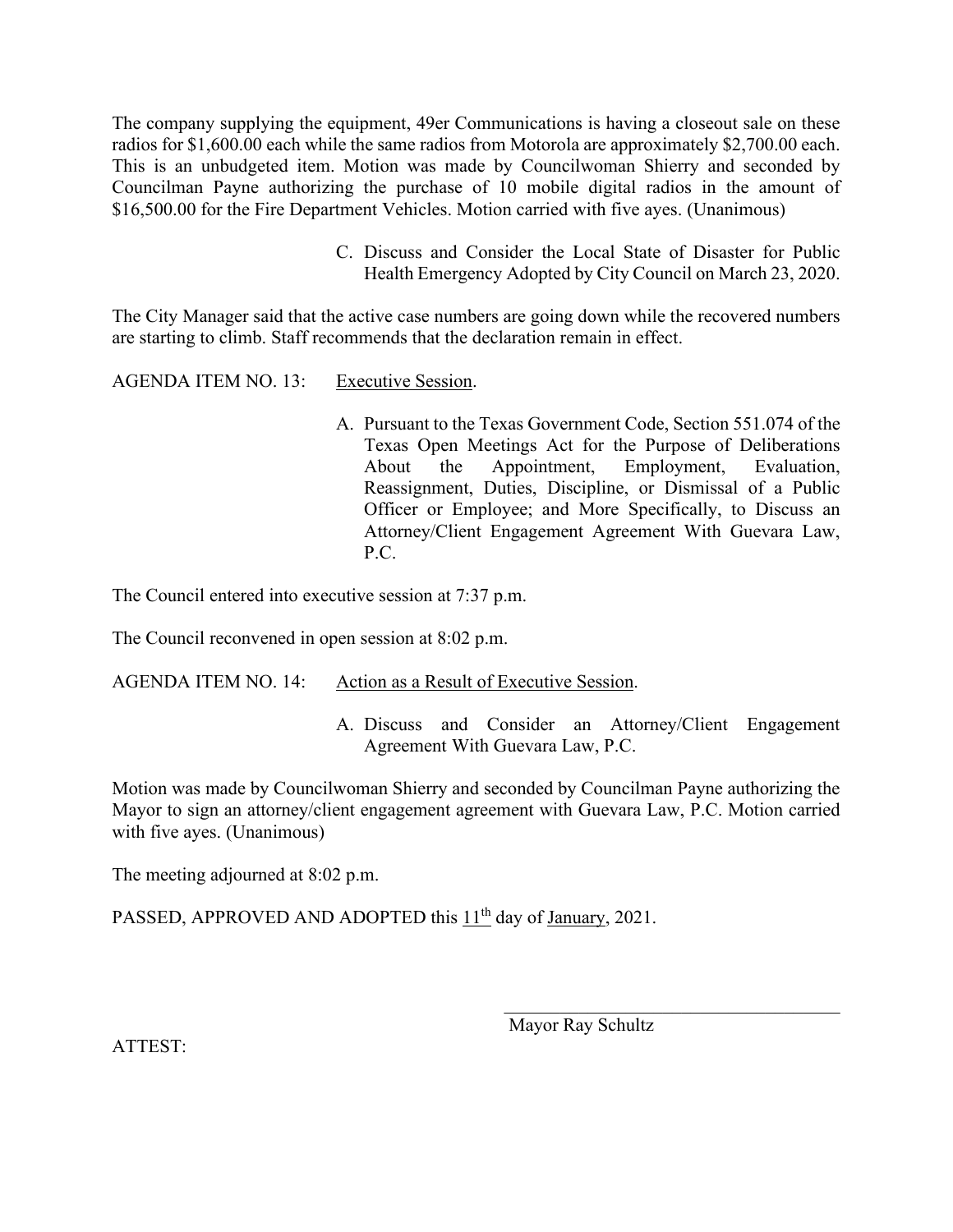The company supplying the equipment, 49er Communications is having a closeout sale on these radios for $1,600.00 each while the same radios from Motorola are approximately $2,700.00 each. This is an unbudgeted item. Motion was made by Councilwoman Shierry and seconded by Councilman Payne authorizing the purchase of 10 mobile digital radios in the amount of $16,500.00 for the Fire Department Vehicles. Motion carried with five ayes. (Unanimous)

C. Discuss and Consider the Local State of Disaster for Public Health Emergency Adopted by City Council on March 23, 2020.

The City Manager said that the active case numbers are going down while the recovered numbers are starting to climb. Staff recommends that the declaration remain in effect.

AGENDA ITEM NO. 13: Executive Session.

A. Pursuant to the Texas Government Code, Section 551.074 of the Texas Open Meetings Act for the Purpose of Deliberations About the Appointment, Employment, Evaluation, Reassignment, Duties, Discipline, or Dismissal of a Public Officer or Employee; and More Specifically, to Discuss an Attorney/Client Engagement Agreement With Guevara Law, P.C.

The Council entered into executive session at 7:37 p.m.

The Council reconvened in open session at 8:02 p.m.

AGENDA ITEM NO. 14: Action as a Result of Executive Session.

A. Discuss and Consider an Attorney/Client Engagement Agreement With Guevara Law, P.C.

Motion was made by Councilwoman Shierry and seconded by Councilman Payne authorizing the Mayor to sign an attorney/client engagement agreement with Guevara Law, P.C. Motion carried with five ayes. (Unanimous)

The meeting adjourned at 8:02 p.m.

PASSED, APPROVED AND ADOPTED this 11th day of January, 2021.

\_\_\_\_\_\_\_\_\_\_\_\_\_\_\_\_\_\_\_\_\_\_\_\_\_\_\_\_\_\_\_\_\_\_\_\_

Mayor Ray Schultz

ATTEST: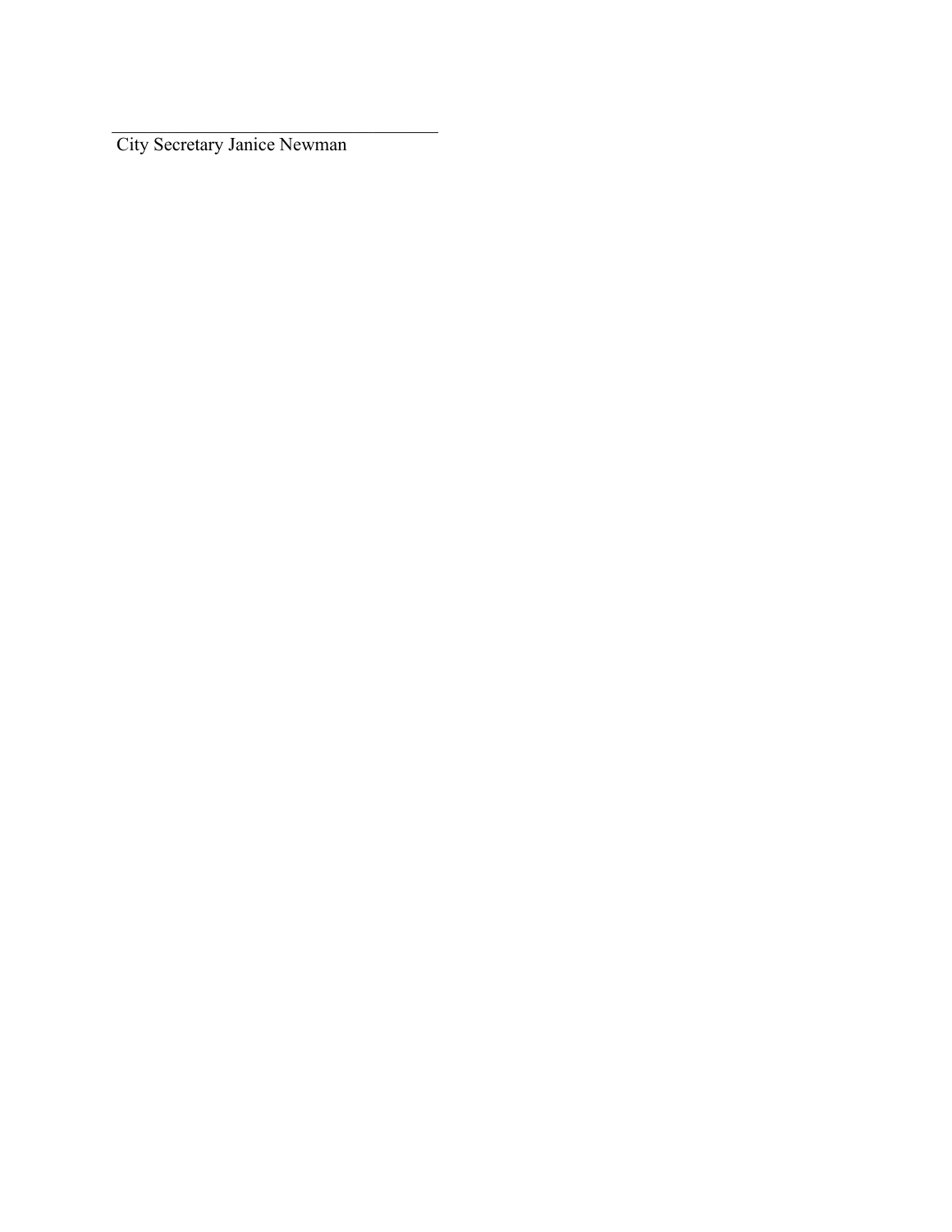\_\_\_\_\_\_\_\_\_\_\_\_\_\_\_\_\_\_\_\_\_\_\_\_\_\_\_\_\_\_\_\_\_\_\_\_\_\_\_\_

City Secretary Janice Newman